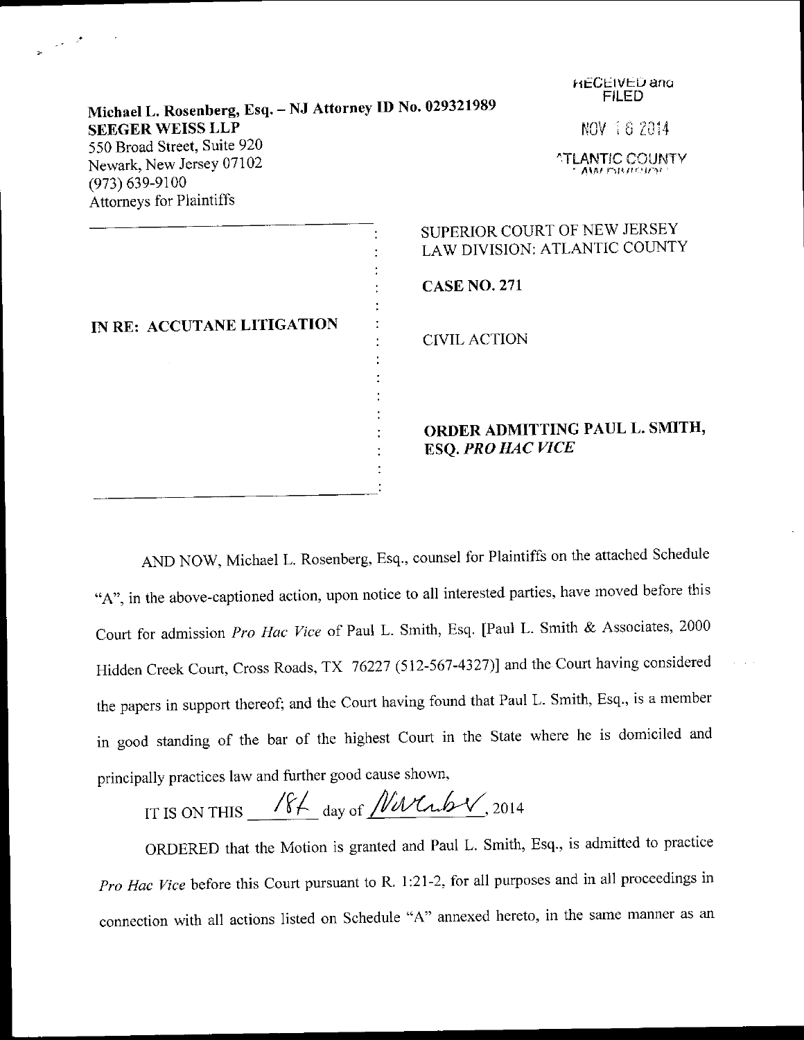Michael L. Rosenberg, Esq. – NJ Attorney ID No. 029321989
**SEEGER WEISS LLP**
550 Broad Street, Suite 920
Newark, New Jersey 07102
(973) 639-9100
Attorneys for Plaintiffs

RECEIVED and FILED
NOV 18 2014
ATLANTIC COUNTY LAW DIVISION

| | |
|---|---|
| **IN RE: ACCUTANE LITIGATION** | SUPERIOR COURT OF NEW JERSEY LAW DIVISION: ATLANTIC COUNTY |
| | **CASE NO. 271** |
| | CIVIL ACTION |
| | **ORDER ADMITTING PAUL L. SMITH, ESQ. *PRO HAC VICE*** |

AND NOW, Michael L. Rosenberg, Esq., counsel for Plaintiffs on the attached Schedule "A", in the above-captioned action, upon notice to all interested parties, have moved before this Court for admission *Pro Hac Vice* of Paul L. Smith, Esq. [Paul L. Smith & Associates, 2000 Hidden Creek Court, Cross Roads, TX 76227 (512-567-4327)] and the Court having considered the papers in support thereof; and the Court having found that Paul L. Smith, Esq., is a member in good standing of the bar of the highest Court in the State where he is domiciled and principally practices law and further good cause shown,

IT IS ON THIS 18th day of November, 2014

ORDERED that the Motion is granted and Paul L. Smith, Esq., is admitted to practice *Pro Hac Vice* before this Court pursuant to R. 1:21-2, for all purposes and in all proceedings in connection with all actions listed on Schedule "A" annexed hereto, in the same manner as an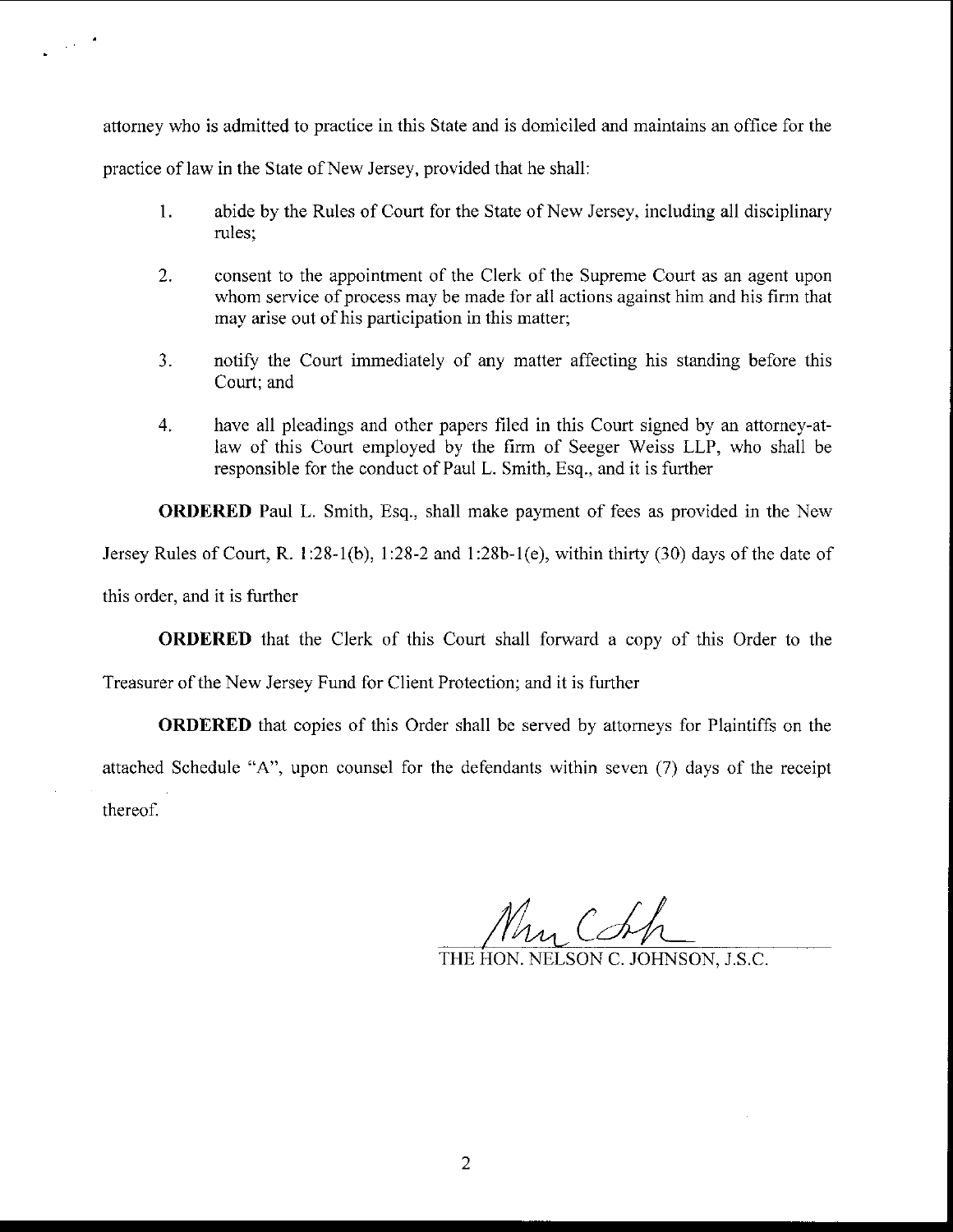attorney who is admitted to practice in this State and is domiciled and maintains an office for the practice of law in the State of New Jersey, provided that he shall:

1. abide by the Rules of Court for the State of New Jersey, including all disciplinary rules;

2. consent to the appointment of the Clerk of the Supreme Court as an agent upon whom service of process may be made for all actions against him and his firm that may arise out of his participation in this matter;

3. notify the Court immediately of any matter affecting his standing before this Court; and

4. have all pleadings and other papers filed in this Court signed by an attorney-at-law of this Court employed by the firm of Seeger Weiss LLP, who shall be responsible for the conduct of Paul L. Smith, Esq., and it is further

**ORDERED** Paul L. Smith, Esq., shall make payment of fees as provided in the New Jersey Rules of Court, R. 1:28-1(b), 1:28-2 and 1:28b-1(e), within thirty (30) days of the date of this order, and it is further

**ORDERED** that the Clerk of this Court shall forward a copy of this Order to the Treasurer of the New Jersey Fund for Client Protection; and it is further

**ORDERED** that copies of this Order shall be served by attorneys for Plaintiffs on the attached Schedule "A", upon counsel for the defendants within seven (7) days of the receipt thereof.

THE HON. NELSON C. JOHNSON, J.S.C.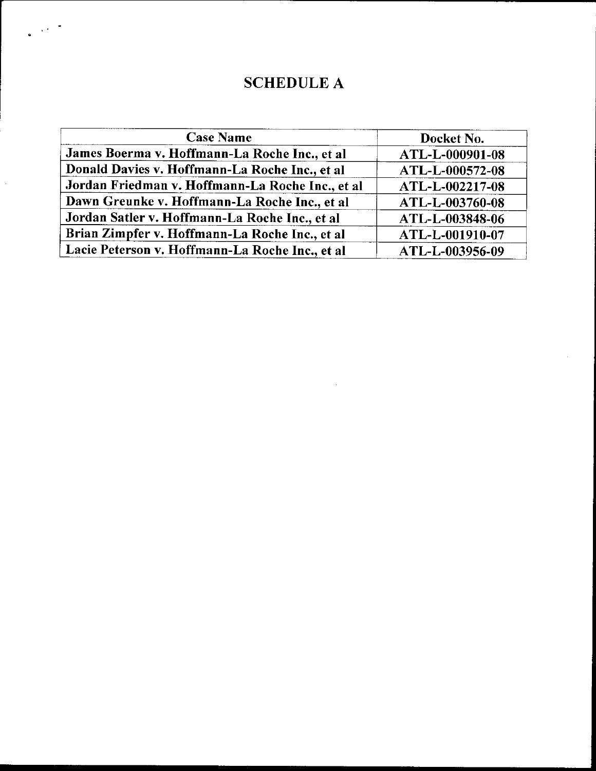# SCHEDULE A

| Case Name | Docket No. |
| --- | --- |
| James Boerma v. Hoffmann-La Roche Inc., et al | ATL-L-000901-08 |
| Donald Davies v. Hoffmann-La Roche Inc., et al | ATL-L-000572-08 |
| Jordan Friedman v. Hoffmann-La Roche Inc., et al | ATL-L-002217-08 |
| Dawn Greunke v. Hoffmann-La Roche Inc., et al | ATL-L-003760-08 |
| Jordan Satler v. Hoffmann-La Roche Inc., et al | ATL-L-003848-06 |
| Brian Zimpfer v. Hoffmann-La Roche Inc., et al | ATL-L-001910-07 |
| Lacie Peterson v. Hoffmann-La Roche Inc., et al | ATL-L-003956-09 |